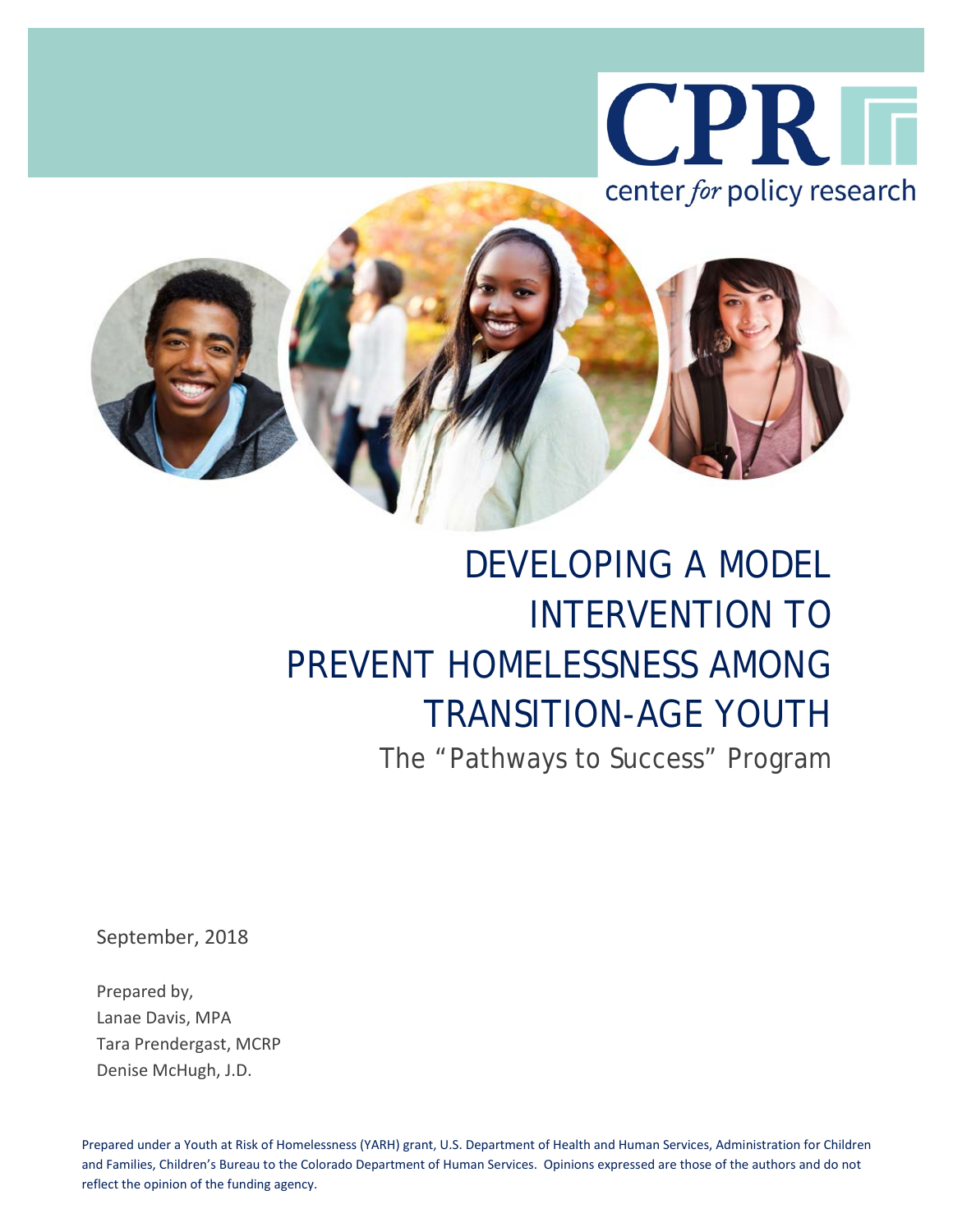CPR

center *for* policy research

# DEVELOPING A MODEL INTERVENTION TO PREVENT HOMELESSNESS AMONG TRANSITION-AGE YOUTH

## The "Pathways to Success" Program

September, 2018

Prepared by,
Lanae Davis, MPA
Tara Prendergast, MCRP
Denise McHugh, J.D.

Prepared under a Youth at Risk of Homelessness (YARH) grant, U.S. Department of Health and Human Services, Administration for Children and Families, Children's Bureau to the Colorado Department of Human Services. Opinions expressed are those of the authors and do not reflect the opinion of the funding agency.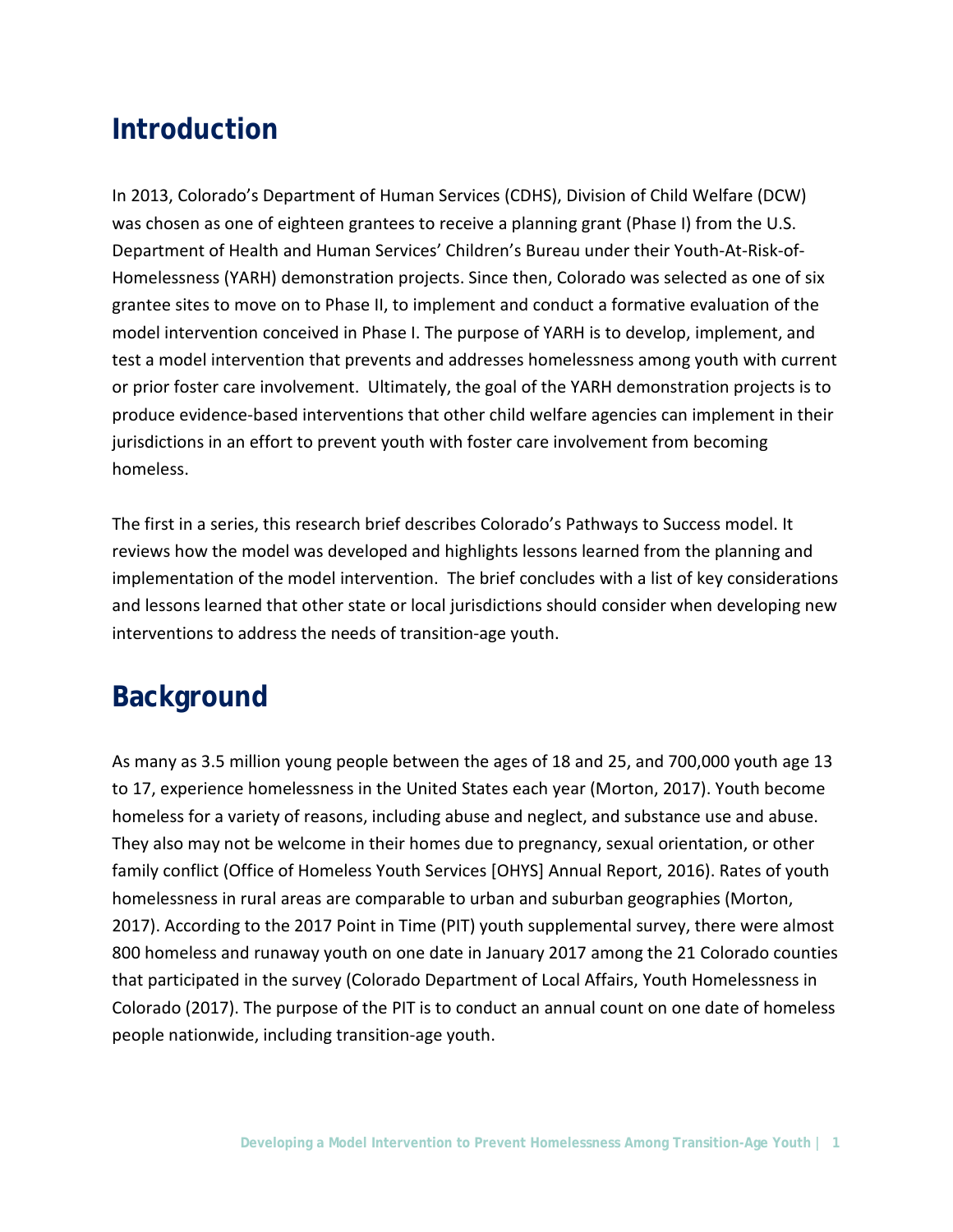## Introduction

In 2013, Colorado's Department of Human Services (CDHS), Division of Child Welfare (DCW) was chosen as one of eighteen grantees to receive a planning grant (Phase I) from the U.S. Department of Health and Human Services' Children's Bureau under their Youth-At-Risk-of-Homelessness (YARH) demonstration projects. Since then, Colorado was selected as one of six grantee sites to move on to Phase II, to implement and conduct a formative evaluation of the model intervention conceived in Phase I. The purpose of YARH is to develop, implement, and test a model intervention that prevents and addresses homelessness among youth with current or prior foster care involvement. Ultimately, the goal of the YARH demonstration projects is to produce evidence-based interventions that other child welfare agencies can implement in their jurisdictions in an effort to prevent youth with foster care involvement from becoming homeless.

The first in a series, this research brief describes Colorado's Pathways to Success model. It reviews how the model was developed and highlights lessons learned from the planning and implementation of the model intervention. The brief concludes with a list of key considerations and lessons learned that other state or local jurisdictions should consider when developing new interventions to address the needs of transition-age youth.

## Background

As many as 3.5 million young people between the ages of 18 and 25, and 700,000 youth age 13 to 17, experience homelessness in the United States each year (Morton, 2017). Youth become homeless for a variety of reasons, including abuse and neglect, and substance use and abuse. They also may not be welcome in their homes due to pregnancy, sexual orientation, or other family conflict (Office of Homeless Youth Services [OHYS] Annual Report, 2016). Rates of youth homelessness in rural areas are comparable to urban and suburban geographies (Morton, 2017). According to the 2017 Point in Time (PIT) youth supplemental survey, there were almost 800 homeless and runaway youth on one date in January 2017 among the 21 Colorado counties that participated in the survey (Colorado Department of Local Affairs, Youth Homelessness in Colorado (2017). The purpose of the PIT is to conduct an annual count on one date of homeless people nationwide, including transition-age youth.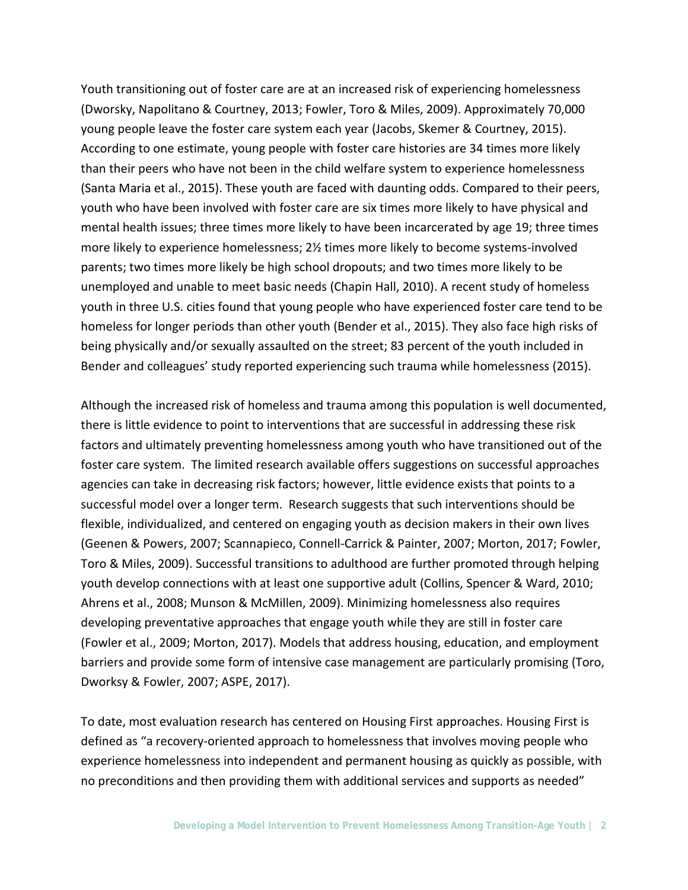Youth transitioning out of foster care are at an increased risk of experiencing homelessness (Dworsky, Napolitano & Courtney, 2013; Fowler, Toro & Miles, 2009). Approximately 70,000 young people leave the foster care system each year (Jacobs, Skemer & Courtney, 2015). According to one estimate, young people with foster care histories are 34 times more likely than their peers who have not been in the child welfare system to experience homelessness (Santa Maria et al., 2015). These youth are faced with daunting odds. Compared to their peers, youth who have been involved with foster care are six times more likely to have physical and mental health issues; three times more likely to have been incarcerated by age 19; three times more likely to experience homelessness; 2½ times more likely to become systems-involved parents; two times more likely be high school dropouts; and two times more likely to be unemployed and unable to meet basic needs (Chapin Hall, 2010). A recent study of homeless youth in three U.S. cities found that young people who have experienced foster care tend to be homeless for longer periods than other youth (Bender et al., 2015). They also face high risks of being physically and/or sexually assaulted on the street; 83 percent of the youth included in Bender and colleagues' study reported experiencing such trauma while homelessness (2015).

Although the increased risk of homeless and trauma among this population is well documented, there is little evidence to point to interventions that are successful in addressing these risk factors and ultimately preventing homelessness among youth who have transitioned out of the foster care system. The limited research available offers suggestions on successful approaches agencies can take in decreasing risk factors; however, little evidence exists that points to a successful model over a longer term. Research suggests that such interventions should be flexible, individualized, and centered on engaging youth as decision makers in their own lives (Geenen & Powers, 2007; Scannapieco, Connell-Carrick & Painter, 2007; Morton, 2017; Fowler, Toro & Miles, 2009). Successful transitions to adulthood are further promoted through helping youth develop connections with at least one supportive adult (Collins, Spencer & Ward, 2010; Ahrens et al., 2008; Munson & McMillen, 2009). Minimizing homelessness also requires developing preventative approaches that engage youth while they are still in foster care (Fowler et al., 2009; Morton, 2017). Models that address housing, education, and employment barriers and provide some form of intensive case management are particularly promising (Toro, Dworksy & Fowler, 2007; ASPE, 2017).

To date, most evaluation research has centered on Housing First approaches. Housing First is defined as "a recovery-oriented approach to homelessness that involves moving people who experience homelessness into independent and permanent housing as quickly as possible, with no preconditions and then providing them with additional services and supports as needed"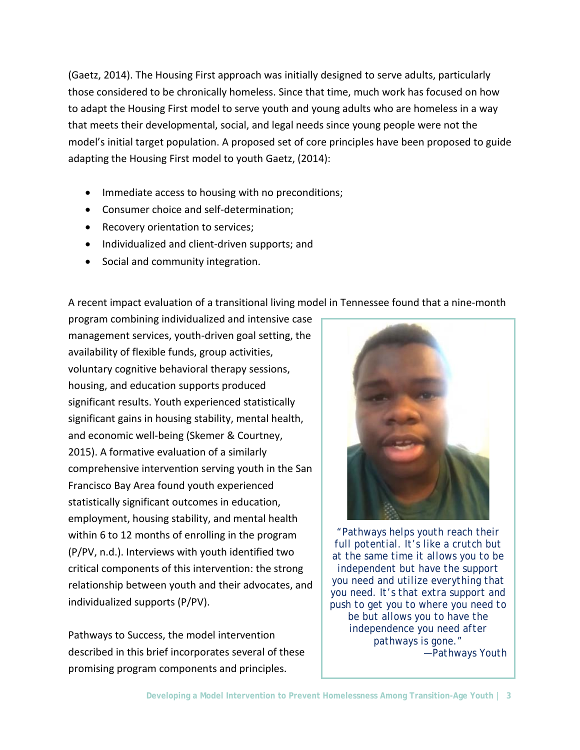(Gaetz, 2014). The Housing First approach was initially designed to serve adults, particularly those considered to be chronically homeless. Since that time, much work has focused on how to adapt the Housing First model to serve youth and young adults who are homeless in a way that meets their developmental, social, and legal needs since young people were not the model's initial target population. A proposed set of core principles have been proposed to guide adapting the Housing First model to youth Gaetz, (2014):

- Immediate access to housing with no preconditions;
- Consumer choice and self-determination;
- Recovery orientation to services;
- Individualized and client-driven supports; and
- Social and community integration.

A recent impact evaluation of a transitional living model in Tennessee found that a nine-month program combining individualized and intensive case management services, youth-driven goal setting, the availability of flexible funds, group activities, voluntary cognitive behavioral therapy sessions, housing, and education supports produced significant results. Youth experienced statistically significant gains in housing stability, mental health, and economic well-being (Skemer & Courtney, 2015). A formative evaluation of a similarly comprehensive intervention serving youth in the San Francisco Bay Area found youth experienced statistically significant outcomes in education, employment, housing stability, and mental health within 6 to 12 months of enrolling in the program (P/PV, n.d.). Interviews with youth identified two critical components of this intervention: the strong relationship between youth and their advocates, and individualized supports (P/PV).

Pathways to Success, the model intervention described in this brief incorporates several of these promising program components and principles.

> *"Pathways helps youth reach their full potential. It's like a crutch but at the same time it allows you to be independent but have the support you need and utilize everything that you need. It's that extra support and push to get you to where you need to be but allows you to have the independence you need after pathways is gone."*
>
> —Pathways Youth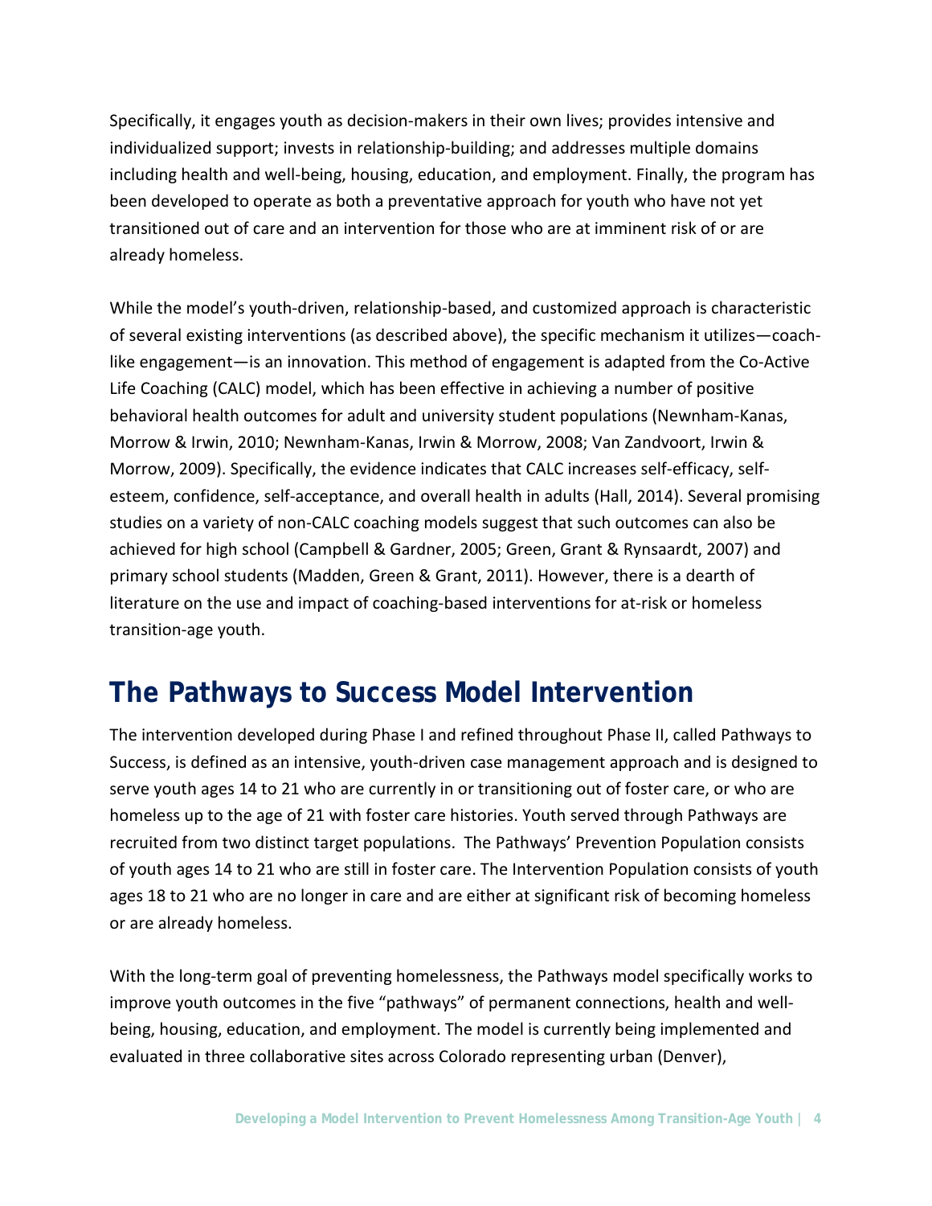Specifically, it engages youth as decision-makers in their own lives; provides intensive and individualized support; invests in relationship-building; and addresses multiple domains including health and well-being, housing, education, and employment. Finally, the program has been developed to operate as both a preventative approach for youth who have not yet transitioned out of care and an intervention for those who are at imminent risk of or are already homeless.

While the model's youth-driven, relationship-based, and customized approach is characteristic of several existing interventions (as described above), the specific mechanism it utilizes—coach-like engagement—is an innovation. This method of engagement is adapted from the Co-Active Life Coaching (CALC) model, which has been effective in achieving a number of positive behavioral health outcomes for adult and university student populations (Newnham-Kanas, Morrow & Irwin, 2010; Newnham-Kanas, Irwin & Morrow, 2008; Van Zandvoort, Irwin & Morrow, 2009). Specifically, the evidence indicates that CALC increases self-efficacy, self-esteem, confidence, self-acceptance, and overall health in adults (Hall, 2014). Several promising studies on a variety of non-CALC coaching models suggest that such outcomes can also be achieved for high school (Campbell & Gardner, 2005; Green, Grant & Rynsaardt, 2007) and primary school students (Madden, Green & Grant, 2011). However, there is a dearth of literature on the use and impact of coaching-based interventions for at-risk or homeless transition-age youth.

## The Pathways to Success Model Intervention

The intervention developed during Phase I and refined throughout Phase II, called Pathways to Success, is defined as an intensive, youth-driven case management approach and is designed to serve youth ages 14 to 21 who are currently in or transitioning out of foster care, or who are homeless up to the age of 21 with foster care histories. Youth served through Pathways are recruited from two distinct target populations. The Pathways' Prevention Population consists of youth ages 14 to 21 who are still in foster care. The Intervention Population consists of youth ages 18 to 21 who are no longer in care and are either at significant risk of becoming homeless or are already homeless.

With the long-term goal of preventing homelessness, the Pathways model specifically works to improve youth outcomes in the five "pathways" of permanent connections, health and well-being, housing, education, and employment. The model is currently being implemented and evaluated in three collaborative sites across Colorado representing urban (Denver),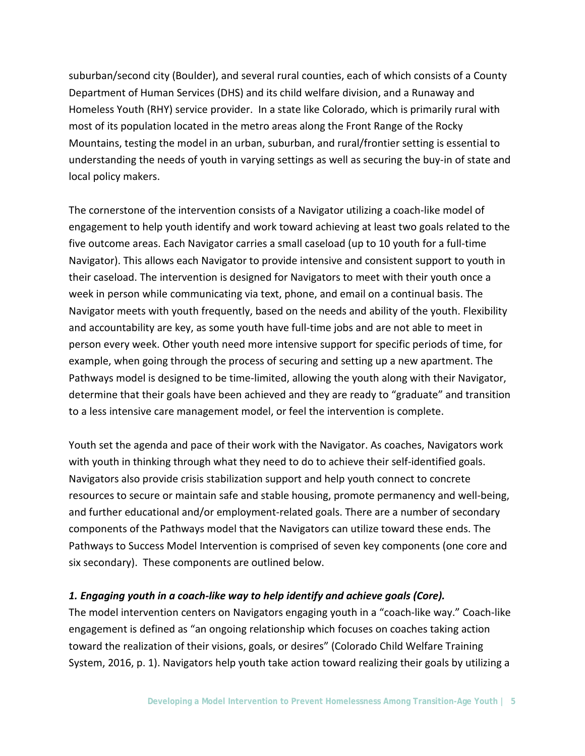suburban/second city (Boulder), and several rural counties, each of which consists of a County Department of Human Services (DHS) and its child welfare division, and a Runaway and Homeless Youth (RHY) service provider. In a state like Colorado, which is primarily rural with most of its population located in the metro areas along the Front Range of the Rocky Mountains, testing the model in an urban, suburban, and rural/frontier setting is essential to understanding the needs of youth in varying settings as well as securing the buy-in of state and local policy makers.

The cornerstone of the intervention consists of a Navigator utilizing a coach-like model of engagement to help youth identify and work toward achieving at least two goals related to the five outcome areas. Each Navigator carries a small caseload (up to 10 youth for a full-time Navigator). This allows each Navigator to provide intensive and consistent support to youth in their caseload. The intervention is designed for Navigators to meet with their youth once a week in person while communicating via text, phone, and email on a continual basis. The Navigator meets with youth frequently, based on the needs and ability of the youth. Flexibility and accountability are key, as some youth have full-time jobs and are not able to meet in person every week. Other youth need more intensive support for specific periods of time, for example, when going through the process of securing and setting up a new apartment. The Pathways model is designed to be time-limited, allowing the youth along with their Navigator, determine that their goals have been achieved and they are ready to "graduate" and transition to a less intensive care management model, or feel the intervention is complete.

Youth set the agenda and pace of their work with the Navigator. As coaches, Navigators work with youth in thinking through what they need to do to achieve their self-identified goals. Navigators also provide crisis stabilization support and help youth connect to concrete resources to secure or maintain safe and stable housing, promote permanency and well-being, and further educational and/or employment-related goals. There are a number of secondary components of the Pathways model that the Navigators can utilize toward these ends. The Pathways to Success Model Intervention is comprised of seven key components (one core and six secondary). These components are outlined below.

***1. Engaging youth in a coach-like way to help identify and achieve goals (Core).***

The model intervention centers on Navigators engaging youth in a "coach-like way." Coach-like engagement is defined as "an ongoing relationship which focuses on coaches taking action toward the realization of their visions, goals, or desires" (Colorado Child Welfare Training System, 2016, p. 1). Navigators help youth take action toward realizing their goals by utilizing a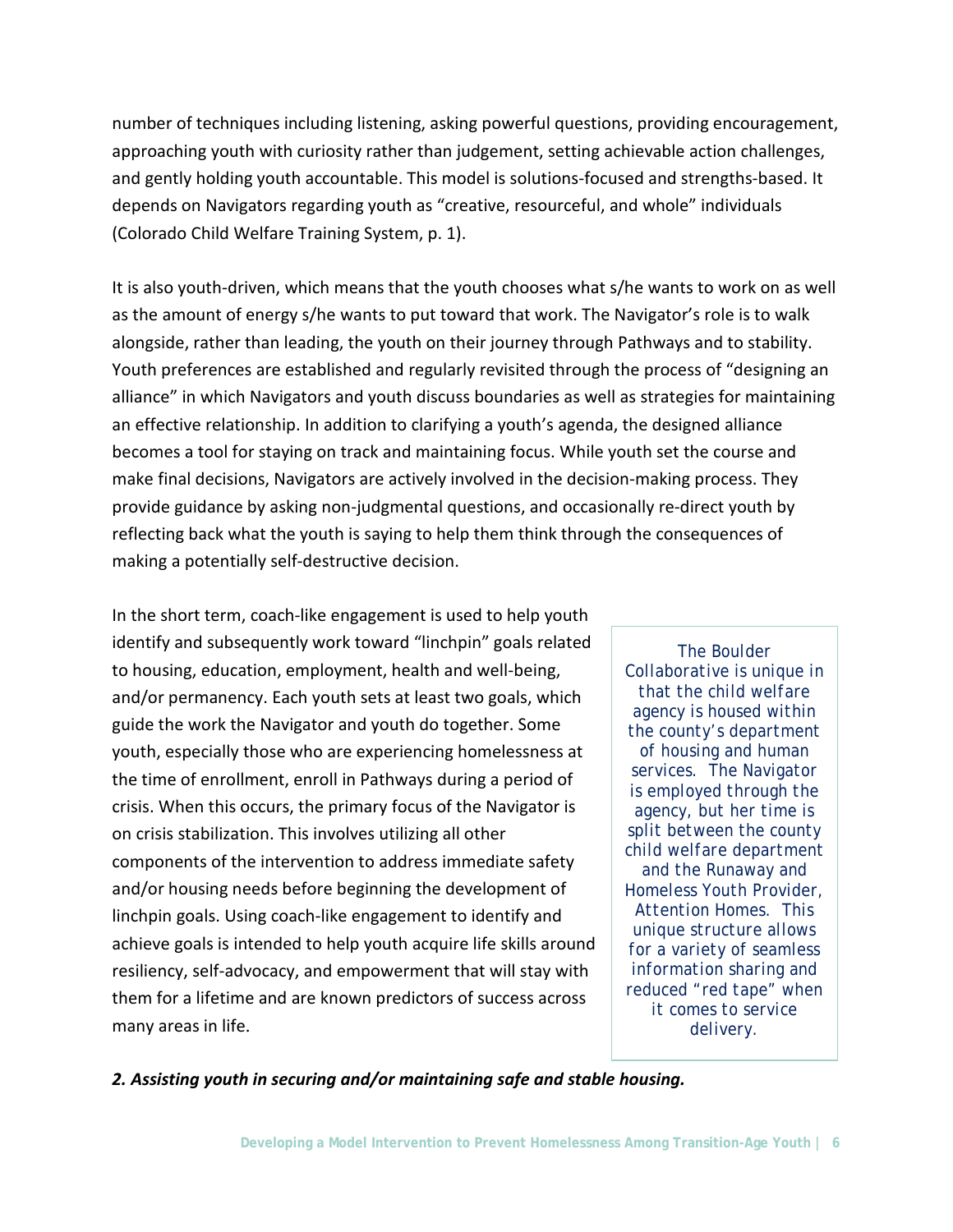number of techniques including listening, asking powerful questions, providing encouragement, approaching youth with curiosity rather than judgement, setting achievable action challenges, and gently holding youth accountable. This model is solutions-focused and strengths-based. It depends on Navigators regarding youth as “creative, resourceful, and whole” individuals (Colorado Child Welfare Training System, p. 1).

It is also youth-driven, which means that the youth chooses what s/he wants to work on as well as the amount of energy s/he wants to put toward that work. The Navigator’s role is to walk alongside, rather than leading, the youth on their journey through Pathways and to stability. Youth preferences are established and regularly revisited through the process of “designing an alliance” in which Navigators and youth discuss boundaries as well as strategies for maintaining an effective relationship. In addition to clarifying a youth’s agenda, the designed alliance becomes a tool for staying on track and maintaining focus. While youth set the course and make final decisions, Navigators are actively involved in the decision-making process. They provide guidance by asking non-judgmental questions, and occasionally re-direct youth by reflecting back what the youth is saying to help them think through the consequences of making a potentially self-destructive decision.

In the short term, coach-like engagement is used to help youth identify and subsequently work toward “linchpin” goals related to housing, education, employment, health and well-being, and/or permanency. Each youth sets at least two goals, which guide the work the Navigator and youth do together. Some youth, especially those who are experiencing homelessness at the time of enrollment, enroll in Pathways during a period of crisis. When this occurs, the primary focus of the Navigator is on crisis stabilization. This involves utilizing all other components of the intervention to address immediate safety and/or housing needs before beginning the development of linchpin goals. Using coach-like engagement to identify and achieve goals is intended to help youth acquire life skills around resiliency, self-advocacy, and empowerment that will stay with them for a lifetime and are known predictors of success across many areas in life.

*The Boulder Collaborative is unique in that the child welfare agency is housed within the county’s department of housing and human services. The Navigator is employed through the agency, but her time is split between the county child welfare department and the Runaway and Homeless Youth Provider, Attention Homes. This unique structure allows for a variety of seamless information sharing and reduced “red tape” when it comes to service delivery.*

***2. Assisting youth in securing and/or maintaining safe and stable housing.***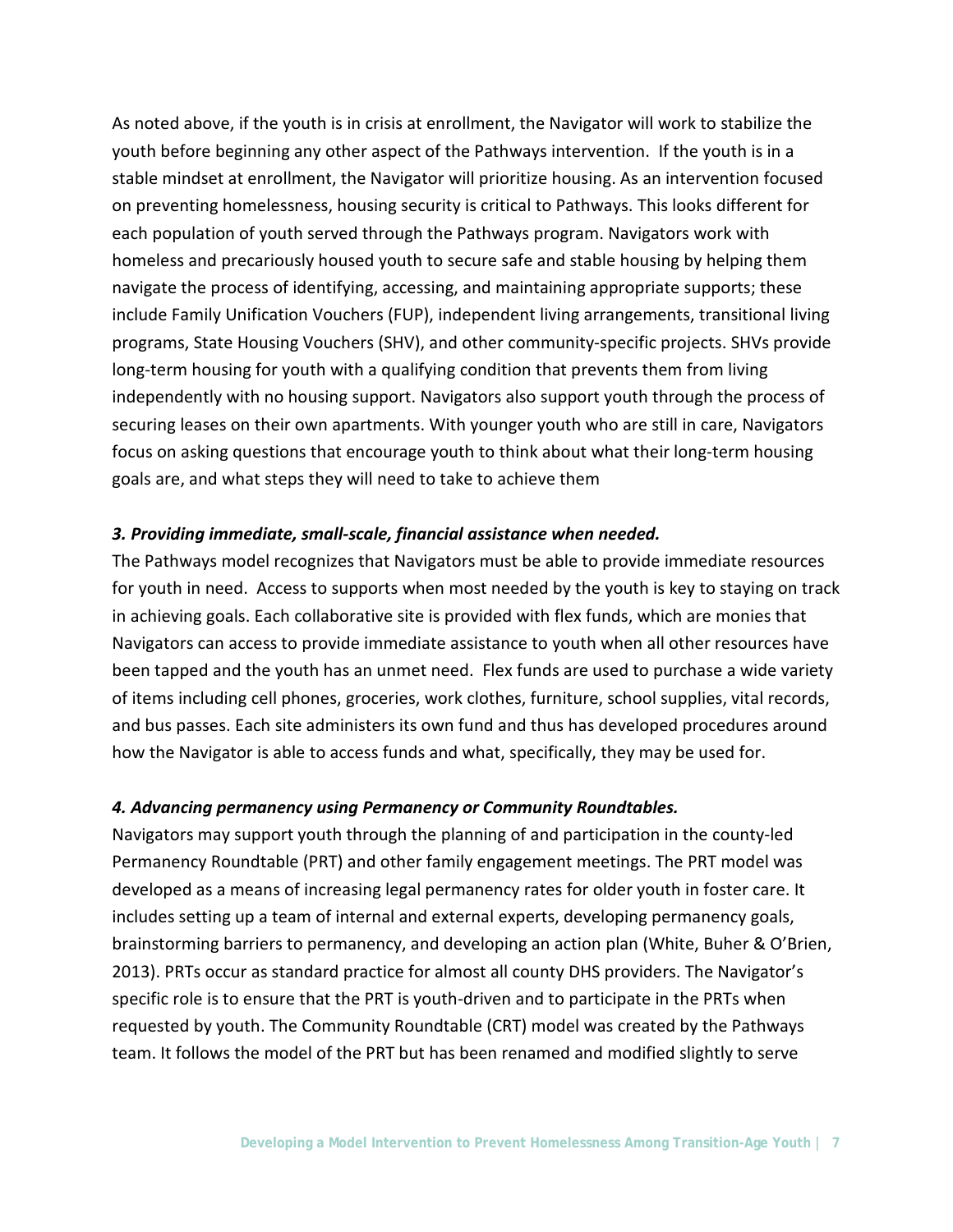As noted above, if the youth is in crisis at enrollment, the Navigator will work to stabilize the youth before beginning any other aspect of the Pathways intervention. If the youth is in a stable mindset at enrollment, the Navigator will prioritize housing. As an intervention focused on preventing homelessness, housing security is critical to Pathways. This looks different for each population of youth served through the Pathways program. Navigators work with homeless and precariously housed youth to secure safe and stable housing by helping them navigate the process of identifying, accessing, and maintaining appropriate supports; these include Family Unification Vouchers (FUP), independent living arrangements, transitional living programs, State Housing Vouchers (SHV), and other community-specific projects. SHVs provide long-term housing for youth with a qualifying condition that prevents them from living independently with no housing support. Navigators also support youth through the process of securing leases on their own apartments. With younger youth who are still in care, Navigators focus on asking questions that encourage youth to think about what their long-term housing goals are, and what steps they will need to take to achieve them

***3. Providing immediate, small-scale, financial assistance when needed.***

The Pathways model recognizes that Navigators must be able to provide immediate resources for youth in need. Access to supports when most needed by the youth is key to staying on track in achieving goals. Each collaborative site is provided with flex funds, which are monies that Navigators can access to provide immediate assistance to youth when all other resources have been tapped and the youth has an unmet need. Flex funds are used to purchase a wide variety of items including cell phones, groceries, work clothes, furniture, school supplies, vital records, and bus passes. Each site administers its own fund and thus has developed procedures around how the Navigator is able to access funds and what, specifically, they may be used for.

***4. Advancing permanency using Permanency or Community Roundtables.***

Navigators may support youth through the planning of and participation in the county-led Permanency Roundtable (PRT) and other family engagement meetings. The PRT model was developed as a means of increasing legal permanency rates for older youth in foster care. It includes setting up a team of internal and external experts, developing permanency goals, brainstorming barriers to permanency, and developing an action plan (White, Buher & O'Brien, 2013). PRTs occur as standard practice for almost all county DHS providers. The Navigator's specific role is to ensure that the PRT is youth-driven and to participate in the PRTs when requested by youth. The Community Roundtable (CRT) model was created by the Pathways team. It follows the model of the PRT but has been renamed and modified slightly to serve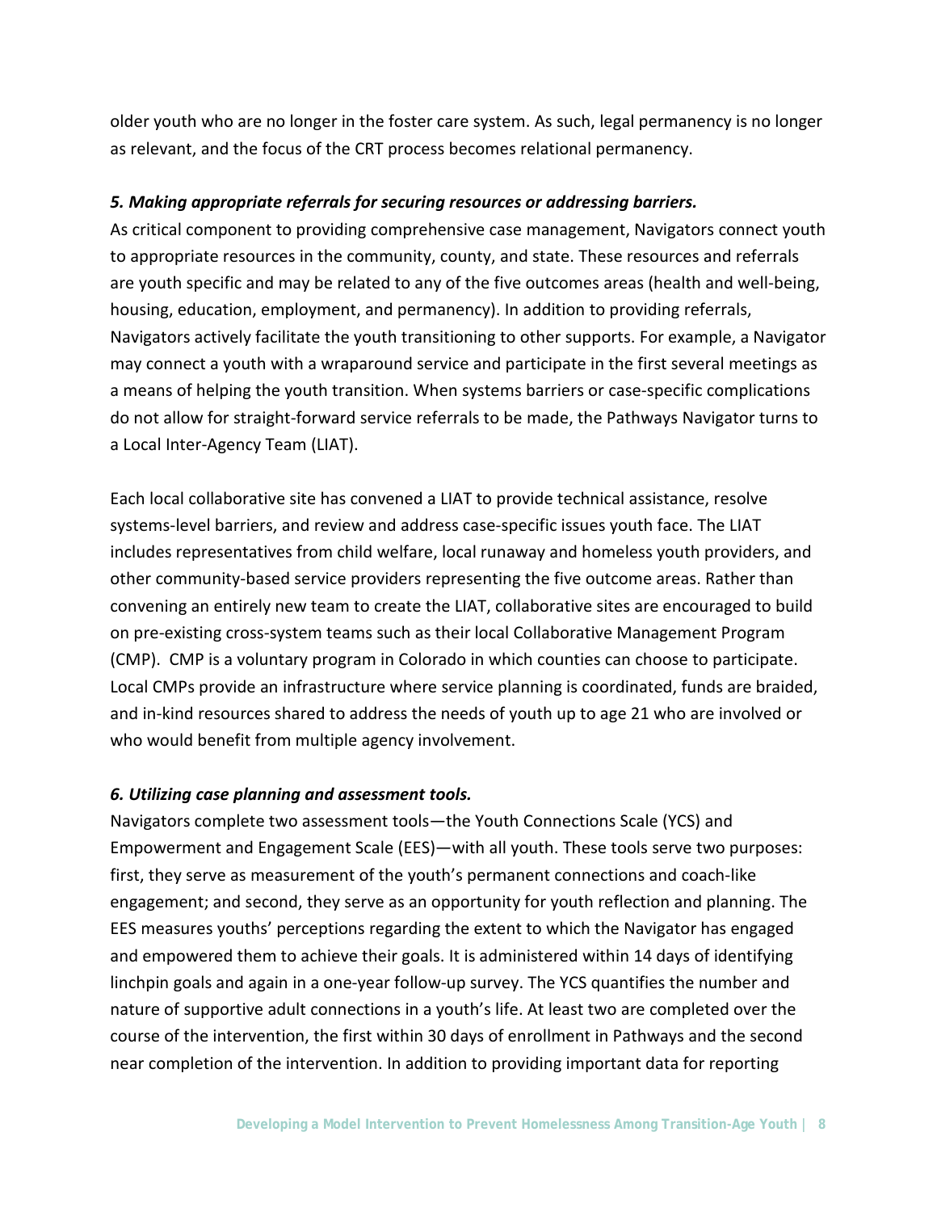older youth who are no longer in the foster care system. As such, legal permanency is no longer as relevant, and the focus of the CRT process becomes relational permanency.

***5. Making appropriate referrals for securing resources or addressing barriers.***

As critical component to providing comprehensive case management, Navigators connect youth to appropriate resources in the community, county, and state. These resources and referrals are youth specific and may be related to any of the five outcomes areas (health and well-being, housing, education, employment, and permanency). In addition to providing referrals, Navigators actively facilitate the youth transitioning to other supports. For example, a Navigator may connect a youth with a wraparound service and participate in the first several meetings as a means of helping the youth transition. When systems barriers or case-specific complications do not allow for straight-forward service referrals to be made, the Pathways Navigator turns to a Local Inter-Agency Team (LIAT).

Each local collaborative site has convened a LIAT to provide technical assistance, resolve systems-level barriers, and review and address case-specific issues youth face. The LIAT includes representatives from child welfare, local runaway and homeless youth providers, and other community-based service providers representing the five outcome areas. Rather than convening an entirely new team to create the LIAT, collaborative sites are encouraged to build on pre-existing cross-system teams such as their local Collaborative Management Program (CMP). CMP is a voluntary program in Colorado in which counties can choose to participate. Local CMPs provide an infrastructure where service planning is coordinated, funds are braided, and in-kind resources shared to address the needs of youth up to age 21 who are involved or who would benefit from multiple agency involvement.

***6. Utilizing case planning and assessment tools.***

Navigators complete two assessment tools—the Youth Connections Scale (YCS) and Empowerment and Engagement Scale (EES)—with all youth. These tools serve two purposes: first, they serve as measurement of the youth's permanent connections and coach-like engagement; and second, they serve as an opportunity for youth reflection and planning. The EES measures youths' perceptions regarding the extent to which the Navigator has engaged and empowered them to achieve their goals. It is administered within 14 days of identifying linchpin goals and again in a one-year follow-up survey. The YCS quantifies the number and nature of supportive adult connections in a youth's life. At least two are completed over the course of the intervention, the first within 30 days of enrollment in Pathways and the second near completion of the intervention. In addition to providing important data for reporting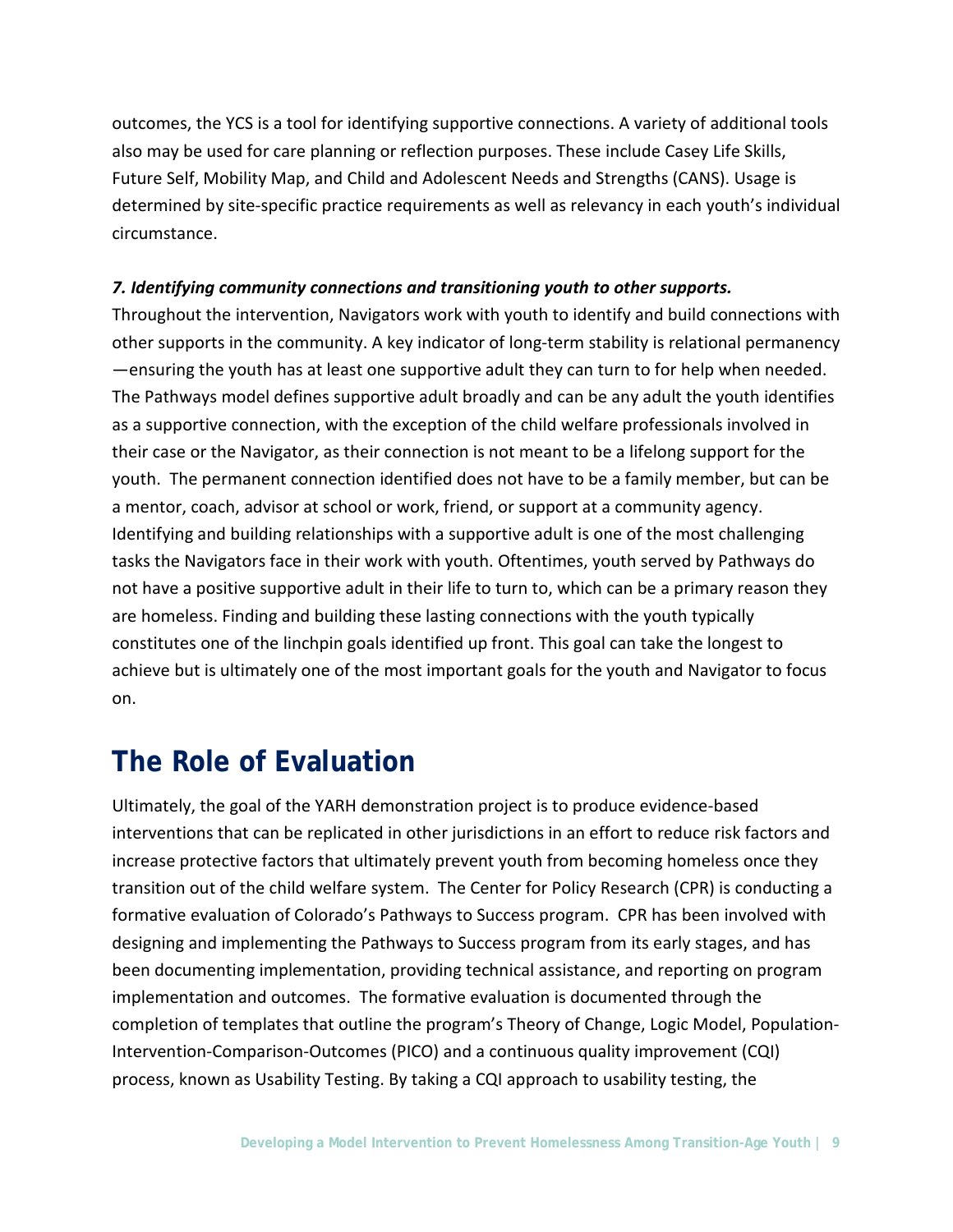outcomes, the YCS is a tool for identifying supportive connections. A variety of additional tools also may be used for care planning or reflection purposes. These include Casey Life Skills, Future Self, Mobility Map, and Child and Adolescent Needs and Strengths (CANS). Usage is determined by site-specific practice requirements as well as relevancy in each youth's individual circumstance.

***7. Identifying community connections and transitioning youth to other supports.***

Throughout the intervention, Navigators work with youth to identify and build connections with other supports in the community. A key indicator of long-term stability is relational permanency—ensuring the youth has at least one supportive adult they can turn to for help when needed. The Pathways model defines supportive adult broadly and can be any adult the youth identifies as a supportive connection, with the exception of the child welfare professionals involved in their case or the Navigator, as their connection is not meant to be a lifelong support for the youth. The permanent connection identified does not have to be a family member, but can be a mentor, coach, advisor at school or work, friend, or support at a community agency. Identifying and building relationships with a supportive adult is one of the most challenging tasks the Navigators face in their work with youth. Oftentimes, youth served by Pathways do not have a positive supportive adult in their life to turn to, which can be a primary reason they are homeless. Finding and building these lasting connections with the youth typically constitutes one of the linchpin goals identified up front. This goal can take the longest to achieve but is ultimately one of the most important goals for the youth and Navigator to focus on.

## The Role of Evaluation

Ultimately, the goal of the YARH demonstration project is to produce evidence-based interventions that can be replicated in other jurisdictions in an effort to reduce risk factors and increase protective factors that ultimately prevent youth from becoming homeless once they transition out of the child welfare system. The Center for Policy Research (CPR) is conducting a formative evaluation of Colorado's Pathways to Success program. CPR has been involved with designing and implementing the Pathways to Success program from its early stages, and has been documenting implementation, providing technical assistance, and reporting on program implementation and outcomes. The formative evaluation is documented through the completion of templates that outline the program's Theory of Change, Logic Model, Population-Intervention-Comparison-Outcomes (PICO) and a continuous quality improvement (CQI) process, known as Usability Testing. By taking a CQI approach to usability testing, the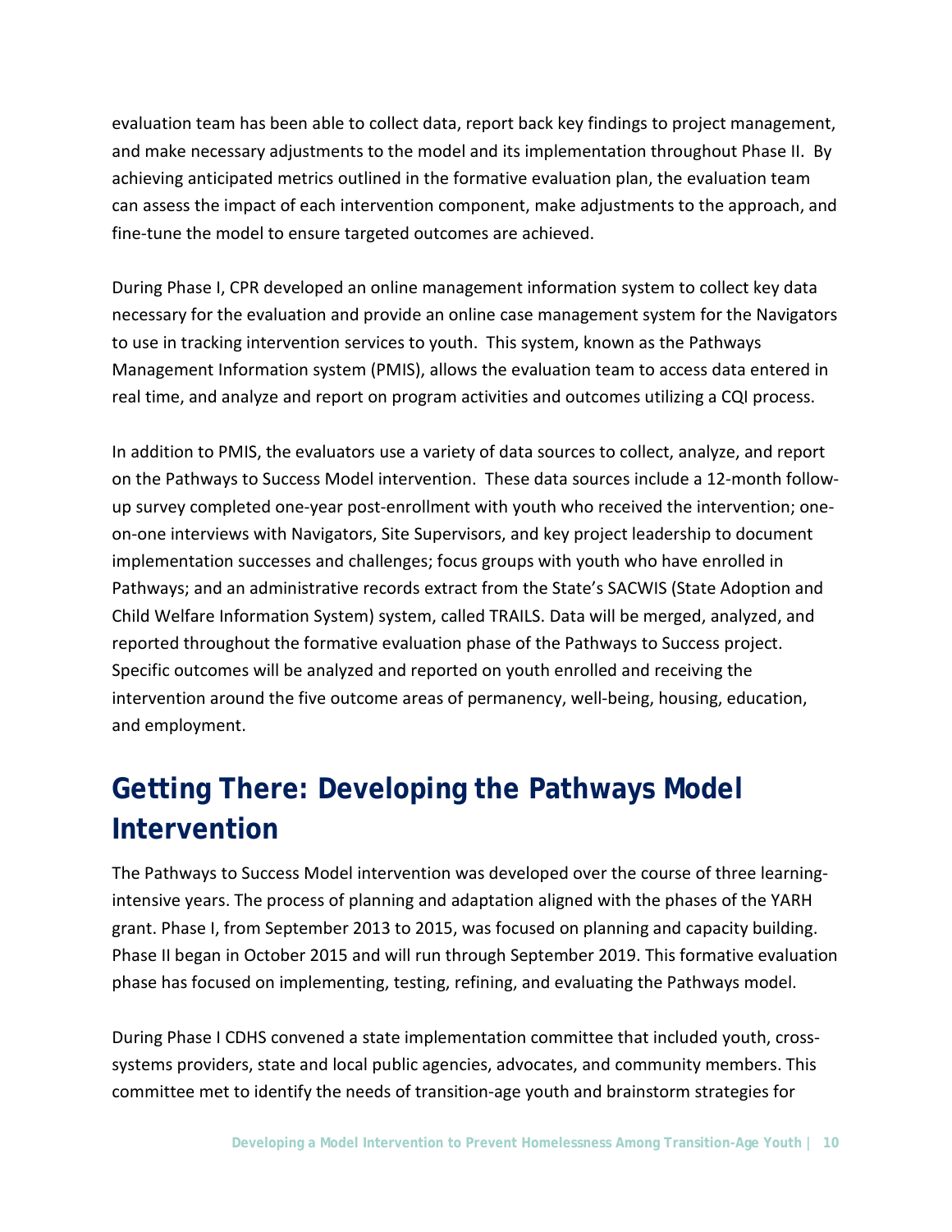evaluation team has been able to collect data, report back key findings to project management, and make necessary adjustments to the model and its implementation throughout Phase II. By achieving anticipated metrics outlined in the formative evaluation plan, the evaluation team can assess the impact of each intervention component, make adjustments to the approach, and fine-tune the model to ensure targeted outcomes are achieved.

During Phase I, CPR developed an online management information system to collect key data necessary for the evaluation and provide an online case management system for the Navigators to use in tracking intervention services to youth. This system, known as the Pathways Management Information system (PMIS), allows the evaluation team to access data entered in real time, and analyze and report on program activities and outcomes utilizing a CQI process.

In addition to PMIS, the evaluators use a variety of data sources to collect, analyze, and report on the Pathways to Success Model intervention. These data sources include a 12-month follow-up survey completed one-year post-enrollment with youth who received the intervention; one-on-one interviews with Navigators, Site Supervisors, and key project leadership to document implementation successes and challenges; focus groups with youth who have enrolled in Pathways; and an administrative records extract from the State's SACWIS (State Adoption and Child Welfare Information System) system, called TRAILS. Data will be merged, analyzed, and reported throughout the formative evaluation phase of the Pathways to Success project. Specific outcomes will be analyzed and reported on youth enrolled and receiving the intervention around the five outcome areas of permanency, well-being, housing, education, and employment.

# Getting There: Developing the Pathways Model Intervention

The Pathways to Success Model intervention was developed over the course of three learning-intensive years. The process of planning and adaptation aligned with the phases of the YARH grant. Phase I, from September 2013 to 2015, was focused on planning and capacity building. Phase II began in October 2015 and will run through September 2019. This formative evaluation phase has focused on implementing, testing, refining, and evaluating the Pathways model.

During Phase I CDHS convened a state implementation committee that included youth, cross-systems providers, state and local public agencies, advocates, and community members. This committee met to identify the needs of transition-age youth and brainstorm strategies for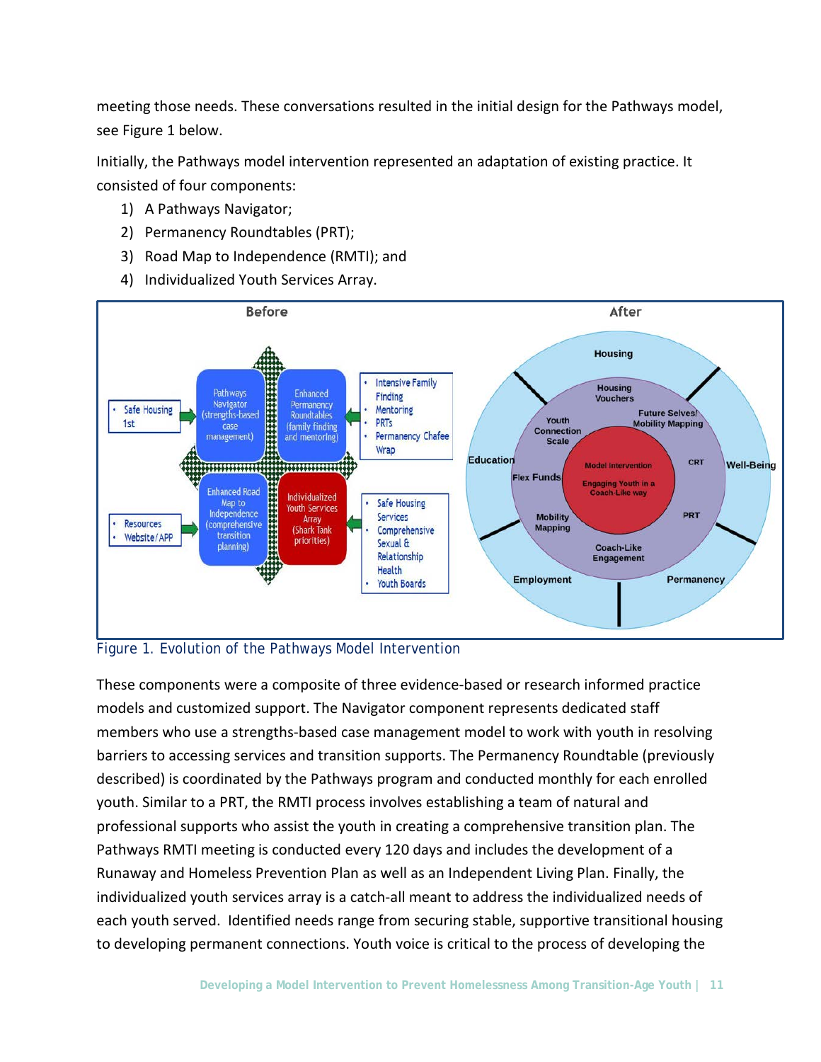meeting those needs. These conversations resulted in the initial design for the Pathways model, see Figure 1 below.

Initially, the Pathways model intervention represented an adaptation of existing practice. It consisted of four components:

1) A Pathways Navigator;
2) Permanency Roundtables (PRT);
3) Road Map to Independence (RMTI); and
4) Individualized Youth Services Array.

Figure 1. Evolution of the Pathways Model Intervention

These components were a composite of three evidence-based or research informed practice models and customized support. The Navigator component represents dedicated staff members who use a strengths-based case management model to work with youth in resolving barriers to accessing services and transition supports. The Permanency Roundtable (previously described) is coordinated by the Pathways program and conducted monthly for each enrolled youth. Similar to a PRT, the RMTI process involves establishing a team of natural and professional supports who assist the youth in creating a comprehensive transition plan. The Pathways RMTI meeting is conducted every 120 days and includes the development of a Runaway and Homeless Prevention Plan as well as an Independent Living Plan. Finally, the individualized youth services array is a catch-all meant to address the individualized needs of each youth served. Identified needs range from securing stable, supportive transitional housing to developing permanent connections. Youth voice is critical to the process of developing the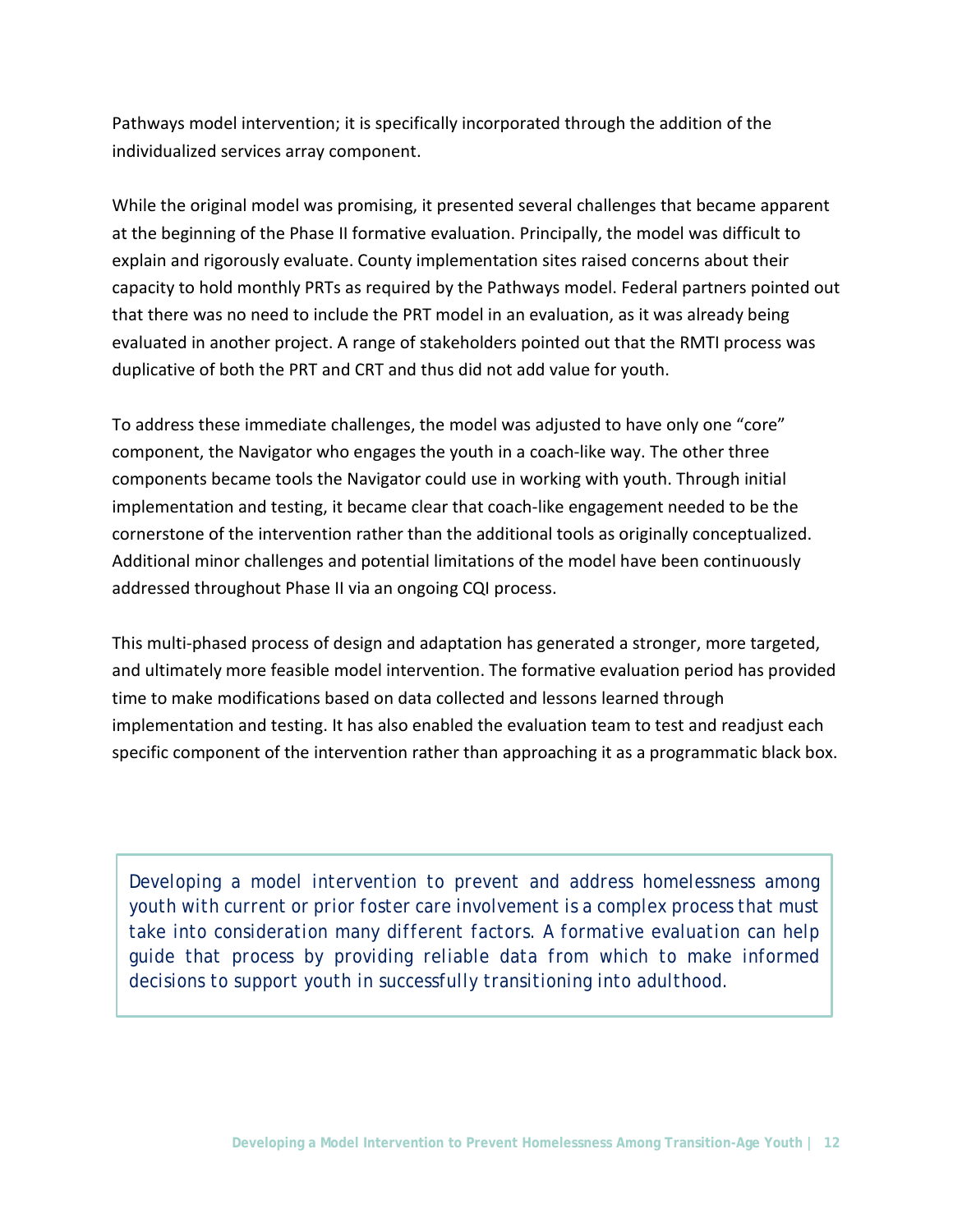Pathways model intervention; it is specifically incorporated through the addition of the individualized services array component.

While the original model was promising, it presented several challenges that became apparent at the beginning of the Phase II formative evaluation. Principally, the model was difficult to explain and rigorously evaluate. County implementation sites raised concerns about their capacity to hold monthly PRTs as required by the Pathways model. Federal partners pointed out that there was no need to include the PRT model in an evaluation, as it was already being evaluated in another project. A range of stakeholders pointed out that the RMTI process was duplicative of both the PRT and CRT and thus did not add value for youth.

To address these immediate challenges, the model was adjusted to have only one "core" component, the Navigator who engages the youth in a coach-like way. The other three components became tools the Navigator could use in working with youth. Through initial implementation and testing, it became clear that coach-like engagement needed to be the cornerstone of the intervention rather than the additional tools as originally conceptualized. Additional minor challenges and potential limitations of the model have been continuously addressed throughout Phase II via an ongoing CQI process.

This multi-phased process of design and adaptation has generated a stronger, more targeted, and ultimately more feasible model intervention. The formative evaluation period has provided time to make modifications based on data collected and lessons learned through implementation and testing. It has also enabled the evaluation team to test and readjust each specific component of the intervention rather than approaching it as a programmatic black box.

> *Developing a model intervention to prevent and address homelessness among youth with current or prior foster care involvement is a complex process that must take into consideration many different factors. A formative evaluation can help guide that process by providing reliable data from which to make informed decisions to support youth in successfully transitioning into adulthood.*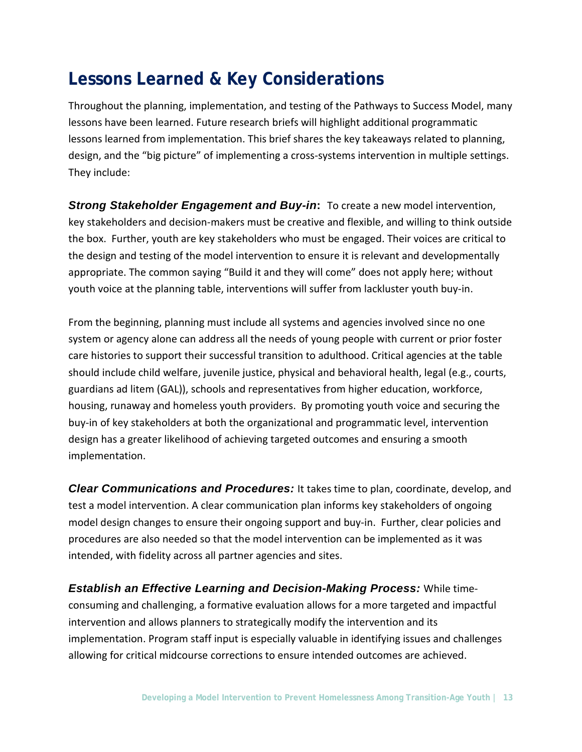## Lessons Learned & Key Considerations

Throughout the planning, implementation, and testing of the Pathways to Success Model, many lessons have been learned. Future research briefs will highlight additional programmatic lessons learned from implementation. This brief shares the key takeaways related to planning, design, and the "big picture" of implementing a cross-systems intervention in multiple settings. They include:

***Strong Stakeholder Engagement and Buy-in*:** To create a new model intervention, key stakeholders and decision-makers must be creative and flexible, and willing to think outside the box. Further, youth are key stakeholders who must be engaged. Their voices are critical to the design and testing of the model intervention to ensure it is relevant and developmentally appropriate. The common saying "Build it and they will come" does not apply here; without youth voice at the planning table, interventions will suffer from lackluster youth buy-in.

From the beginning, planning must include all systems and agencies involved since no one system or agency alone can address all the needs of young people with current or prior foster care histories to support their successful transition to adulthood. Critical agencies at the table should include child welfare, juvenile justice, physical and behavioral health, legal (e.g., courts, guardians ad litem (GAL)), schools and representatives from higher education, workforce, housing, runaway and homeless youth providers. By promoting youth voice and securing the buy-in of key stakeholders at both the organizational and programmatic level, intervention design has a greater likelihood of achieving targeted outcomes and ensuring a smooth implementation.

***Clear Communications and Procedures:*** It takes time to plan, coordinate, develop, and test a model intervention. A clear communication plan informs key stakeholders of ongoing model design changes to ensure their ongoing support and buy-in. Further, clear policies and procedures are also needed so that the model intervention can be implemented as it was intended, with fidelity across all partner agencies and sites.

***Establish an Effective Learning and Decision-Making Process:*** While time-consuming and challenging, a formative evaluation allows for a more targeted and impactful intervention and allows planners to strategically modify the intervention and its implementation. Program staff input is especially valuable in identifying issues and challenges allowing for critical midcourse corrections to ensure intended outcomes are achieved.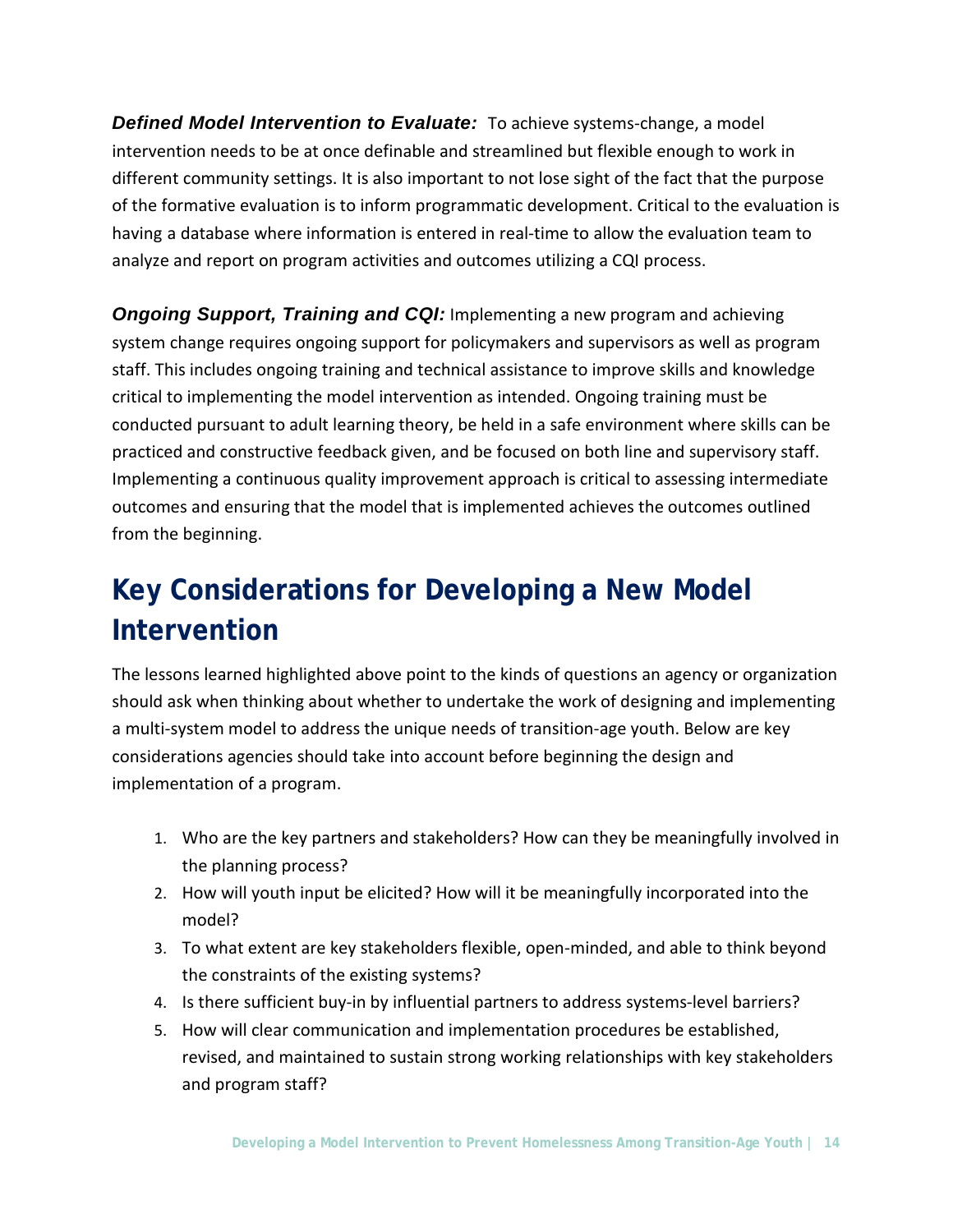***Defined Model Intervention to Evaluate:*** To achieve systems-change, a model intervention needs to be at once definable and streamlined but flexible enough to work in different community settings. It is also important to not lose sight of the fact that the purpose of the formative evaluation is to inform programmatic development. Critical to the evaluation is having a database where information is entered in real-time to allow the evaluation team to analyze and report on program activities and outcomes utilizing a CQI process.

***Ongoing Support, Training and CQI:*** Implementing a new program and achieving system change requires ongoing support for policymakers and supervisors as well as program staff. This includes ongoing training and technical assistance to improve skills and knowledge critical to implementing the model intervention as intended. Ongoing training must be conducted pursuant to adult learning theory, be held in a safe environment where skills can be practiced and constructive feedback given, and be focused on both line and supervisory staff. Implementing a continuous quality improvement approach is critical to assessing intermediate outcomes and ensuring that the model that is implemented achieves the outcomes outlined from the beginning.

# Key Considerations for Developing a New Model Intervention

The lessons learned highlighted above point to the kinds of questions an agency or organization should ask when thinking about whether to undertake the work of designing and implementing a multi-system model to address the unique needs of transition-age youth. Below are key considerations agencies should take into account before beginning the design and implementation of a program.

1. Who are the key partners and stakeholders? How can they be meaningfully involved in the planning process?
2. How will youth input be elicited? How will it be meaningfully incorporated into the model?
3. To what extent are key stakeholders flexible, open-minded, and able to think beyond the constraints of the existing systems?
4. Is there sufficient buy-in by influential partners to address systems-level barriers?
5. How will clear communication and implementation procedures be established, revised, and maintained to sustain strong working relationships with key stakeholders and program staff?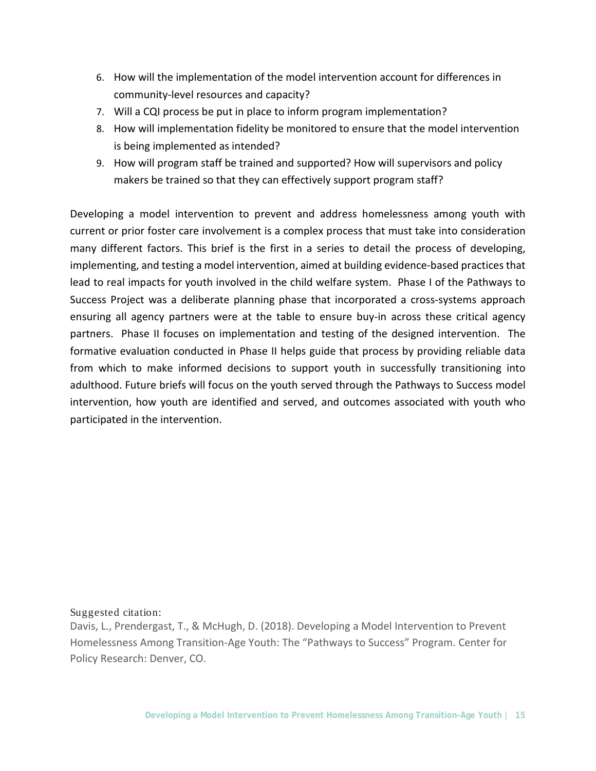6. How will the implementation of the model intervention account for differences in community-level resources and capacity?
7. Will a CQI process be put in place to inform program implementation?
8. How will implementation fidelity be monitored to ensure that the model intervention is being implemented as intended?
9. How will program staff be trained and supported? How will supervisors and policy makers be trained so that they can effectively support program staff?

Developing a model intervention to prevent and address homelessness among youth with current or prior foster care involvement is a complex process that must take into consideration many different factors. This brief is the first in a series to detail the process of developing, implementing, and testing a model intervention, aimed at building evidence-based practices that lead to real impacts for youth involved in the child welfare system. Phase I of the Pathways to Success Project was a deliberate planning phase that incorporated a cross-systems approach ensuring all agency partners were at the table to ensure buy-in across these critical agency partners. Phase II focuses on implementation and testing of the designed intervention. The formative evaluation conducted in Phase II helps guide that process by providing reliable data from which to make informed decisions to support youth in successfully transitioning into adulthood. Future briefs will focus on the youth served through the Pathways to Success model intervention, how youth are identified and served, and outcomes associated with youth who participated in the intervention.

Suggested citation:

Davis, L., Prendergast, T., & McHugh, D. (2018). Developing a Model Intervention to Prevent Homelessness Among Transition-Age Youth: The "Pathways to Success" Program. Center for Policy Research: Denver, CO.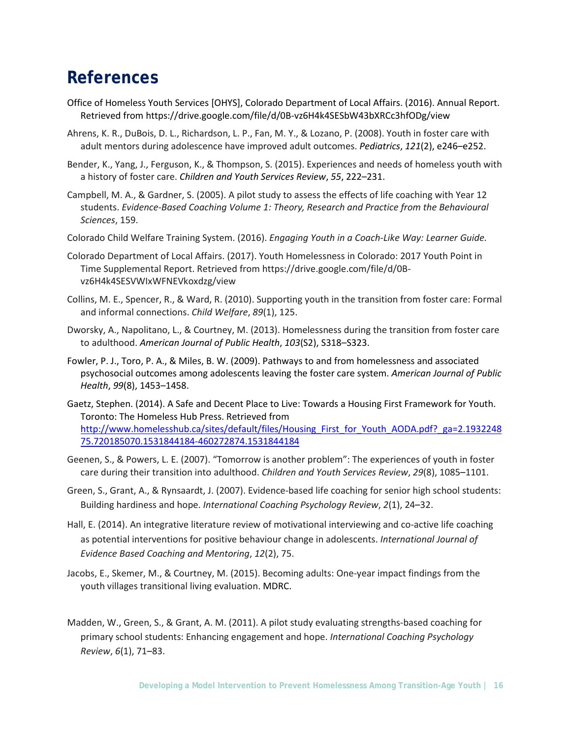# References

Office of Homeless Youth Services [OHYS], Colorado Department of Local Affairs. (2016). Annual Report. Retrieved from https://drive.google.com/file/d/0B-vz6H4k4SESbW43bXRCc3hfODg/view

Ahrens, K. R., DuBois, D. L., Richardson, L. P., Fan, M. Y., & Lozano, P. (2008). Youth in foster care with adult mentors during adolescence have improved adult outcomes. *Pediatrics*, *121*(2), e246–e252.

Bender, K., Yang, J., Ferguson, K., & Thompson, S. (2015). Experiences and needs of homeless youth with a history of foster care. *Children and Youth Services Review*, *55*, 222–231.

Campbell, M. A., & Gardner, S. (2005). A pilot study to assess the effects of life coaching with Year 12 students. *Evidence-Based Coaching Volume 1: Theory, Research and Practice from the Behavioural Sciences*, 159.

Colorado Child Welfare Training System. (2016). *Engaging Youth in a Coach-Like Way: Learner Guide.*

Colorado Department of Local Affairs. (2017). Youth Homelessness in Colorado: 2017 Youth Point in Time Supplemental Report. Retrieved from https://drive.google.com/file/d/0B-vz6H4k4SESVWIxWFNEVkoxdzg/view

Collins, M. E., Spencer, R., & Ward, R. (2010). Supporting youth in the transition from foster care: Formal and informal connections. *Child Welfare*, *89*(1), 125.

Dworsky, A., Napolitano, L., & Courtney, M. (2013). Homelessness during the transition from foster care to adulthood. *American Journal of Public Health*, *103*(S2), S318–S323.

Fowler, P. J., Toro, P. A., & Miles, B. W. (2009). Pathways to and from homelessness and associated psychosocial outcomes among adolescents leaving the foster care system. *American Journal of Public Health*, *99*(8), 1453–1458.

Gaetz, Stephen. (2014). A Safe and Decent Place to Live: Towards a Housing First Framework for Youth. Toronto: The Homeless Hub Press. Retrieved from http://www.homelesshub.ca/sites/default/files/Housing_First_for_Youth_AODA.pdf?_ga=2.193224875.720185070.1531844184-460272874.1531844184

Geenen, S., & Powers, L. E. (2007). "Tomorrow is another problem": The experiences of youth in foster care during their transition into adulthood. *Children and Youth Services Review*, *29*(8), 1085–1101.

Green, S., Grant, A., & Rynsaardt, J. (2007). Evidence-based life coaching for senior high school students: Building hardiness and hope. *International Coaching Psychology Review*, *2*(1), 24–32.

Hall, E. (2014). An integrative literature review of motivational interviewing and co-active life coaching as potential interventions for positive behaviour change in adolescents. *International Journal of Evidence Based Coaching and Mentoring*, *12*(2), 75.

Jacobs, E., Skemer, M., & Courtney, M. (2015). Becoming adults: One-year impact findings from the youth villages transitional living evaluation. MDRC.

Madden, W., Green, S., & Grant, A. M. (2011). A pilot study evaluating strengths-based coaching for primary school students: Enhancing engagement and hope. *International Coaching Psychology Review*, *6*(1), 71–83.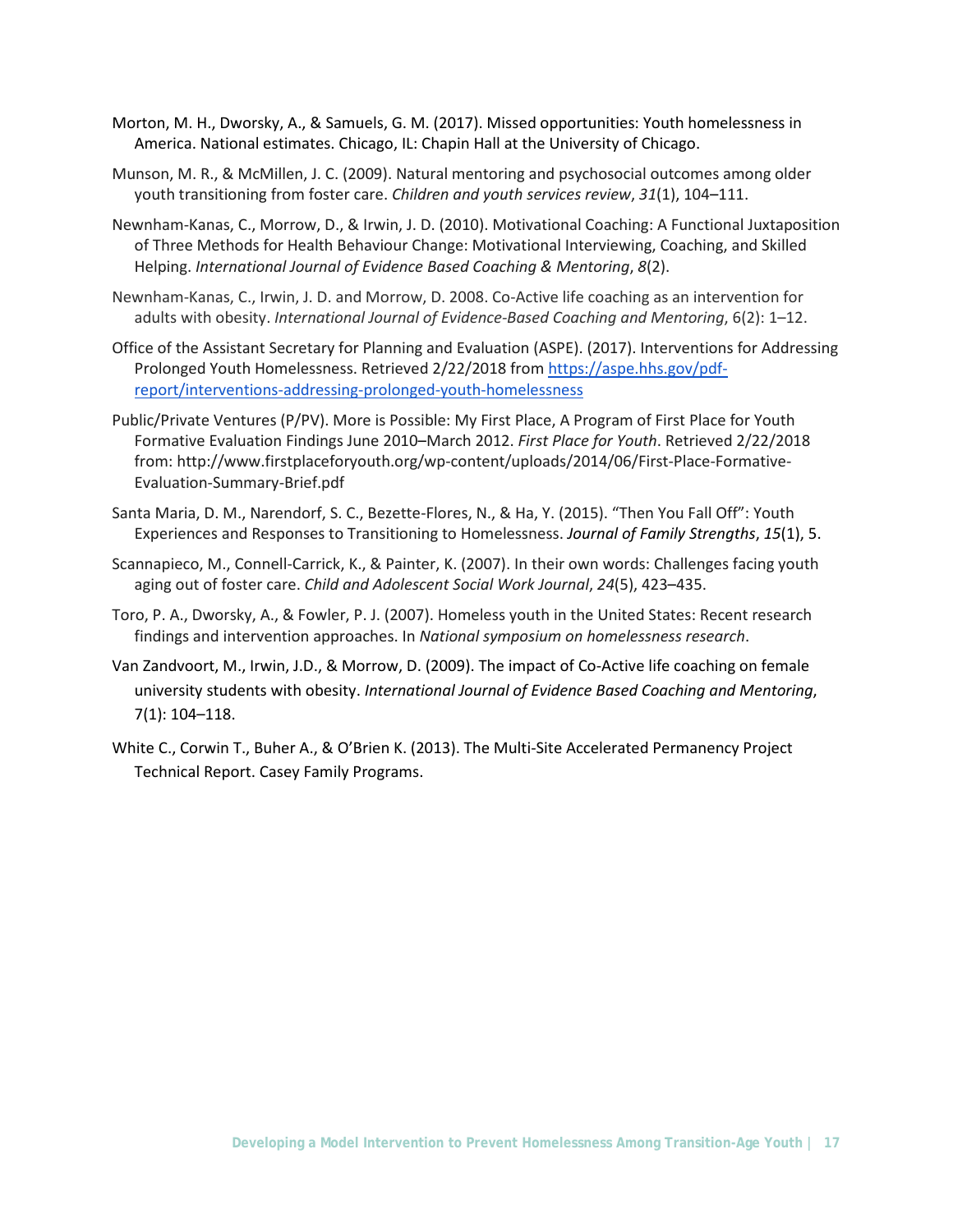Morton, M. H., Dworsky, A., & Samuels, G. M. (2017). Missed opportunities: Youth homelessness in America. National estimates. Chicago, IL: Chapin Hall at the University of Chicago.

Munson, M. R., & McMillen, J. C. (2009). Natural mentoring and psychosocial outcomes among older youth transitioning from foster care. *Children and youth services review*, *31*(1), 104–111.

Newnham-Kanas, C., Morrow, D., & Irwin, J. D. (2010). Motivational Coaching: A Functional Juxtaposition of Three Methods for Health Behaviour Change: Motivational Interviewing, Coaching, and Skilled Helping. *International Journal of Evidence Based Coaching & Mentoring*, *8*(2).

Newnham-Kanas, C., Irwin, J. D. and Morrow, D. 2008. Co-Active life coaching as an intervention for adults with obesity. *International Journal of Evidence-Based Coaching and Mentoring*, 6(2): 1–12.

Office of the Assistant Secretary for Planning and Evaluation (ASPE). (2017). Interventions for Addressing Prolonged Youth Homelessness. Retrieved 2/22/2018 from [https://aspe.hhs.gov/pdf-report/interventions-addressing-prolonged-youth-homelessness](https://aspe.hhs.gov/pdf-report/interventions-addressing-prolonged-youth-homelessness)

Public/Private Ventures (P/PV). More is Possible: My First Place, A Program of First Place for Youth Formative Evaluation Findings June 2010–March 2012. *First Place for Youth*. Retrieved 2/22/2018 from: http://www.firstplaceforyouth.org/wp-content/uploads/2014/06/First-Place-Formative-Evaluation-Summary-Brief.pdf

Santa Maria, D. M., Narendorf, S. C., Bezette-Flores, N., & Ha, Y. (2015). "Then You Fall Off": Youth Experiences and Responses to Transitioning to Homelessness. *Journal of Family Strengths*, *15*(1), 5.

Scannapieco, M., Connell-Carrick, K., & Painter, K. (2007). In their own words: Challenges facing youth aging out of foster care. *Child and Adolescent Social Work Journal*, *24*(5), 423–435.

Toro, P. A., Dworsky, A., & Fowler, P. J. (2007). Homeless youth in the United States: Recent research findings and intervention approaches. In *National symposium on homelessness research*.

Van Zandvoort, M., Irwin, J.D., & Morrow, D. (2009). The impact of Co-Active life coaching on female university students with obesity. *International Journal of Evidence Based Coaching and Mentoring*, 7(1): 104–118.

White C., Corwin T., Buher A., & O'Brien K. (2013). The Multi-Site Accelerated Permanency Project Technical Report. Casey Family Programs.